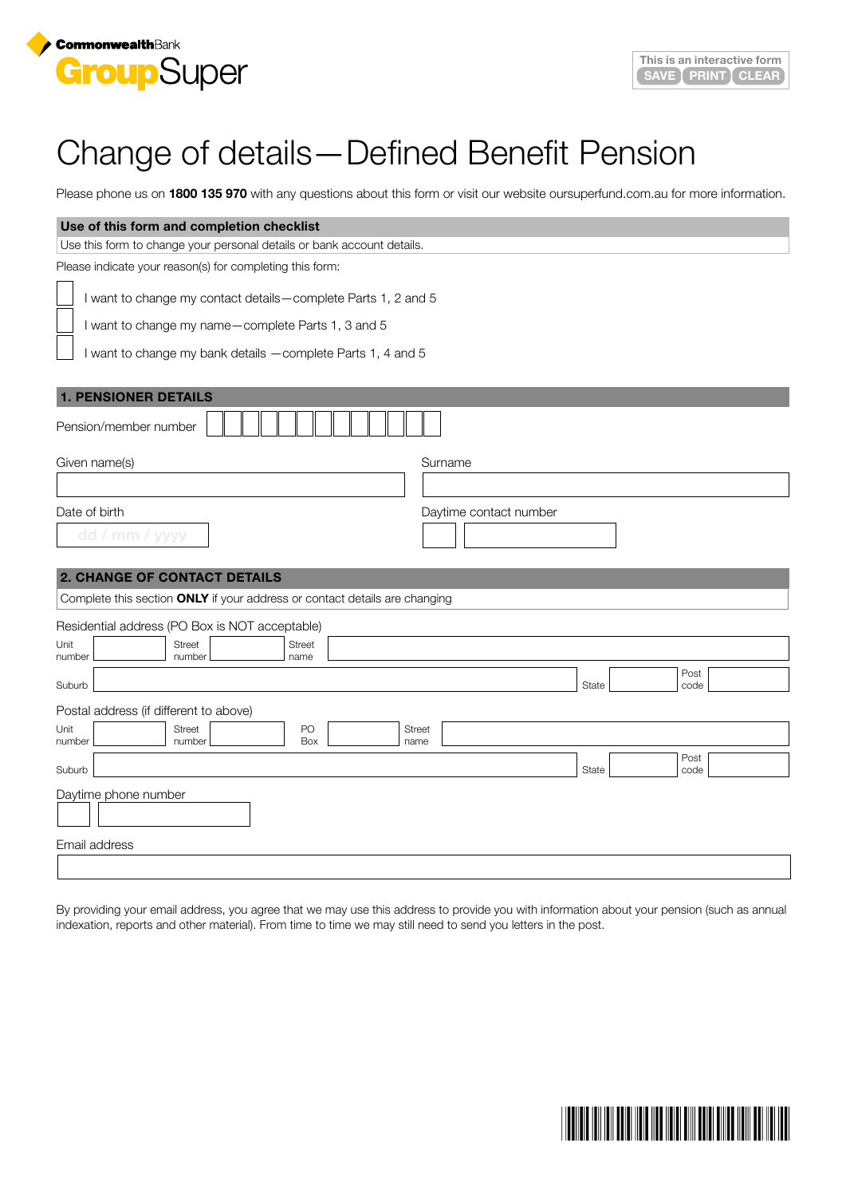CommonwealthBank

GroupSuper

This is an interactive form SAVE PRINT CLEAR

# Change of details—Defined Benefit Pension

Please phone us on **1800 135 970** with any questions about this form or visit our website oursuperfund.com.au for more information.

## Use of this form and completion checklist

Use this form to change your personal details or bank account details.

Please indicate your reason(s) for completing this form:

- ☐ I want to change my contact details—complete Parts 1, 2 and 5
- ☐ I want to change my name—complete Parts 1, 3 and 5
- ☐ I want to change my bank details —complete Parts 1, 4 and 5

## 1. PENSIONER DETAILS

Pension/member number

Given name(s)

Surname

Date of birth dd / mm / yyyy

Daytime contact number

## 2. CHANGE OF CONTACT DETAILS

Complete this section **ONLY** if your address or contact details are changing

Residential address (PO Box is NOT acceptable)

Unit number | Street number | Street name

Suburb | State | Post code

Postal address (if different to above)

Unit number | Street number | PO Box | Street name

Suburb | State | Post code

Daytime phone number

Email address

By providing your email address, you agree that we may use this address to provide you with information about your pension (such as annual indexation, reports and other material). From time to time we may still need to send you letters in the post.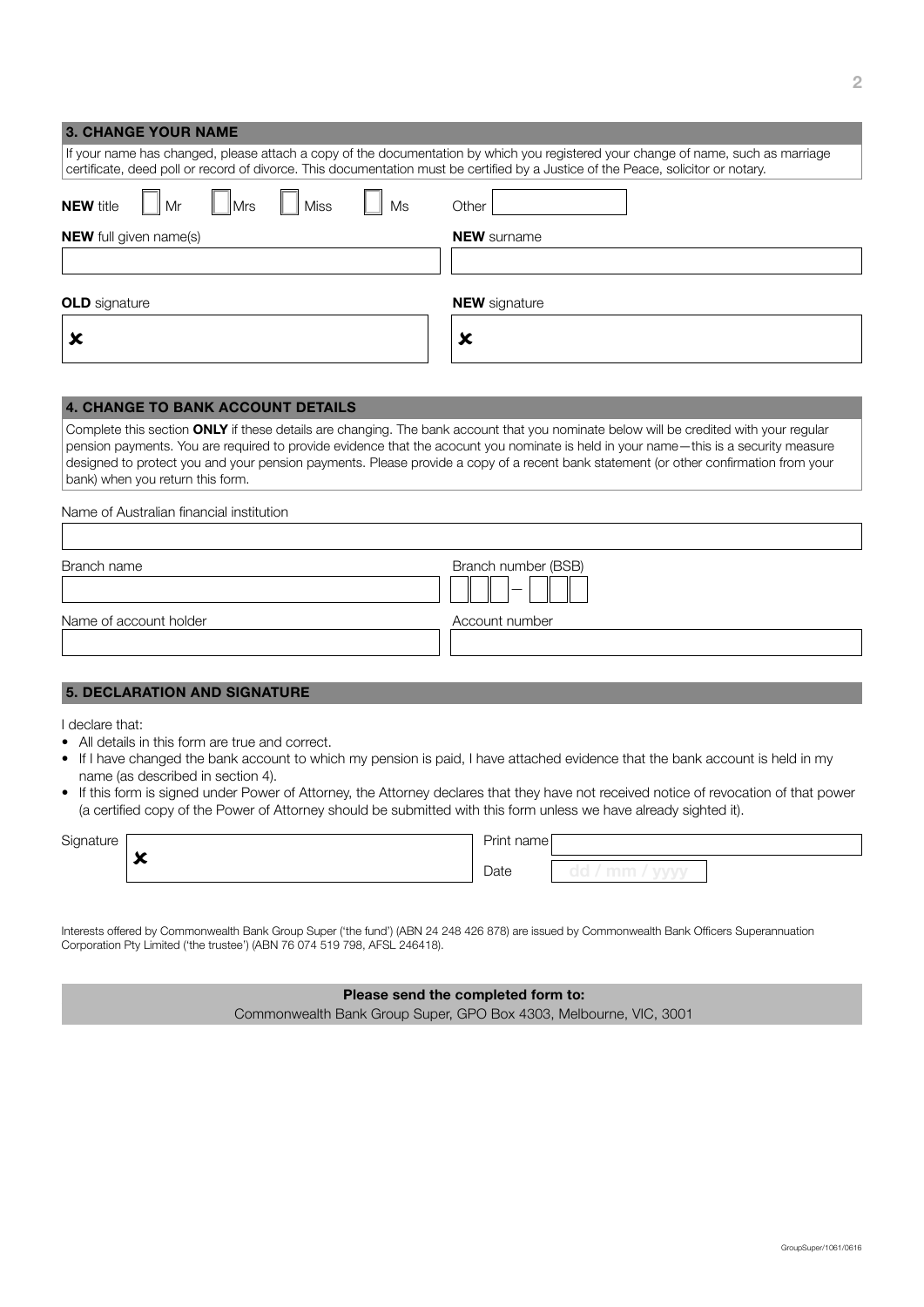## 3. CHANGE YOUR NAME

If your name has changed, please attach a copy of the documentation by which you registered your change of name, such as marriage certificate, deed poll or record of divorce. This documentation must be certified by a Justice of the Peace, solicitor or notary.

**NEW** title ☐ Mr ☐ Mrs ☐ Miss ☐ Ms Other

**NEW** full given name(s)

**NEW** surname

**OLD** signature

✘

**NEW** signature

✘

## 4. CHANGE TO BANK ACCOUNT DETAILS

Complete this section **ONLY** if these details are changing. The bank account that you nominate below will be credited with your regular pension payments. You are required to provide evidence that the acocunt you nominate is held in your name—this is a security measure designed to protect you and your pension payments. Please provide a copy of a recent bank statement (or other confirmation from your bank) when you return this form.

Name of Australian financial institution

Branch name

Branch number (BSB) – 

Name of account holder

Account number

## 5. DECLARATION AND SIGNATURE

I declare that:

- All details in this form are true and correct.
- If I have changed the bank account to which my pension is paid, I have attached evidence that the bank account is held in my name (as described in section 4).
- If this form is signed under Power of Attorney, the Attorney declares that they have not received notice of revocation of that power (a certified copy of the Power of Attorney should be submitted with this form unless we have already sighted it).

Signature ✘

Print name

Date dd / mm / yyyy

Interests offered by Commonwealth Bank Group Super ('the fund') (ABN 24 248 426 878) are issued by Commonwealth Bank Officers Superannuation Corporation Pty Limited ('the trustee') (ABN 76 074 519 798, AFSL 246418).

**Please send the completed form to:**
Commonwealth Bank Group Super, GPO Box 4303, Melbourne, VIC, 3001

GroupSuper/1061/0616